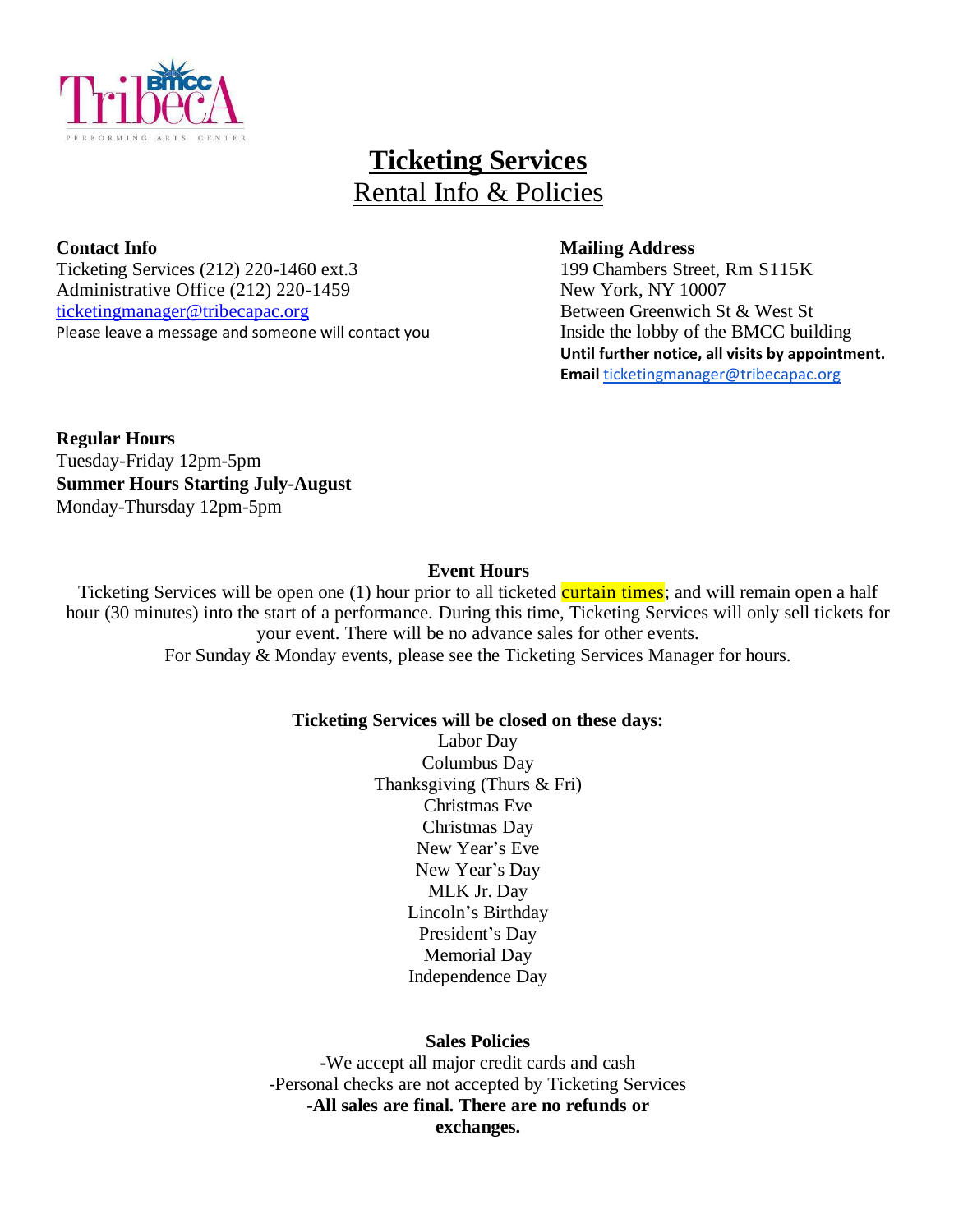# Ticketing Services

## Rental Info & Policies

**Contact Info**
Ticketing Services (212) 220-1460 ext.3
Administrative Office (212) 220-1459
ticketingmanager@tribecapac.org
Please leave a message and someone will contact you

**Mailing Address**
199 Chambers Street, Rm S115K
New York, NY 10007
Between Greenwich St & West St
Inside the lobby of the BMCC building
**Until further notice, all visits by appointment.**
**Email** ticketingmanager@tribecapac.org

**Regular Hours**
Tuesday-Friday 12pm-5pm
**Summer Hours Starting July-August**
Monday-Thursday 12pm-5pm

**Event Hours**

Ticketing Services will be open one (1) hour prior to all ticketed curtain times; and will remain open a half hour (30 minutes) into the start of a performance. During this time, Ticketing Services will only sell tickets for your event. There will be no advance sales for other events.

For Sunday & Monday events, please see the Ticketing Services Manager for hours.

**Ticketing Services will be closed on these days:**

Labor Day
Columbus Day
Thanksgiving (Thurs & Fri)
Christmas Eve
Christmas Day
New Year's Eve
New Year's Day
MLK Jr. Day
Lincoln's Birthday
President's Day
Memorial Day
Independence Day

**Sales Policies**

-We accept all major credit cards and cash
-Personal checks are not accepted by Ticketing Services
**-All sales are final. There are no refunds or exchanges.**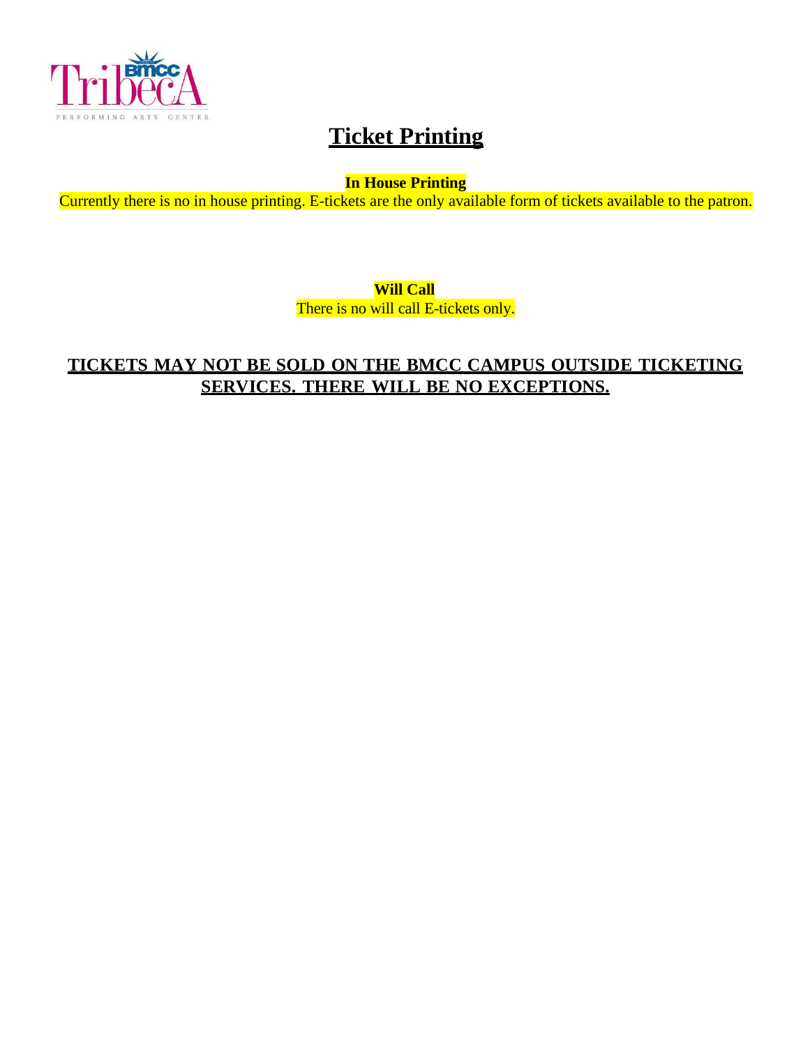# Ticket Printing

**In House Printing**

Currently there is no in house printing. E-tickets are the only available form of tickets available to the patron.

**Will Call**

There is no will call E-tickets only.

**TICKETS MAY NOT BE SOLD ON THE BMCC CAMPUS OUTSIDE TICKETING SERVICES. THERE WILL BE NO EXCEPTIONS.**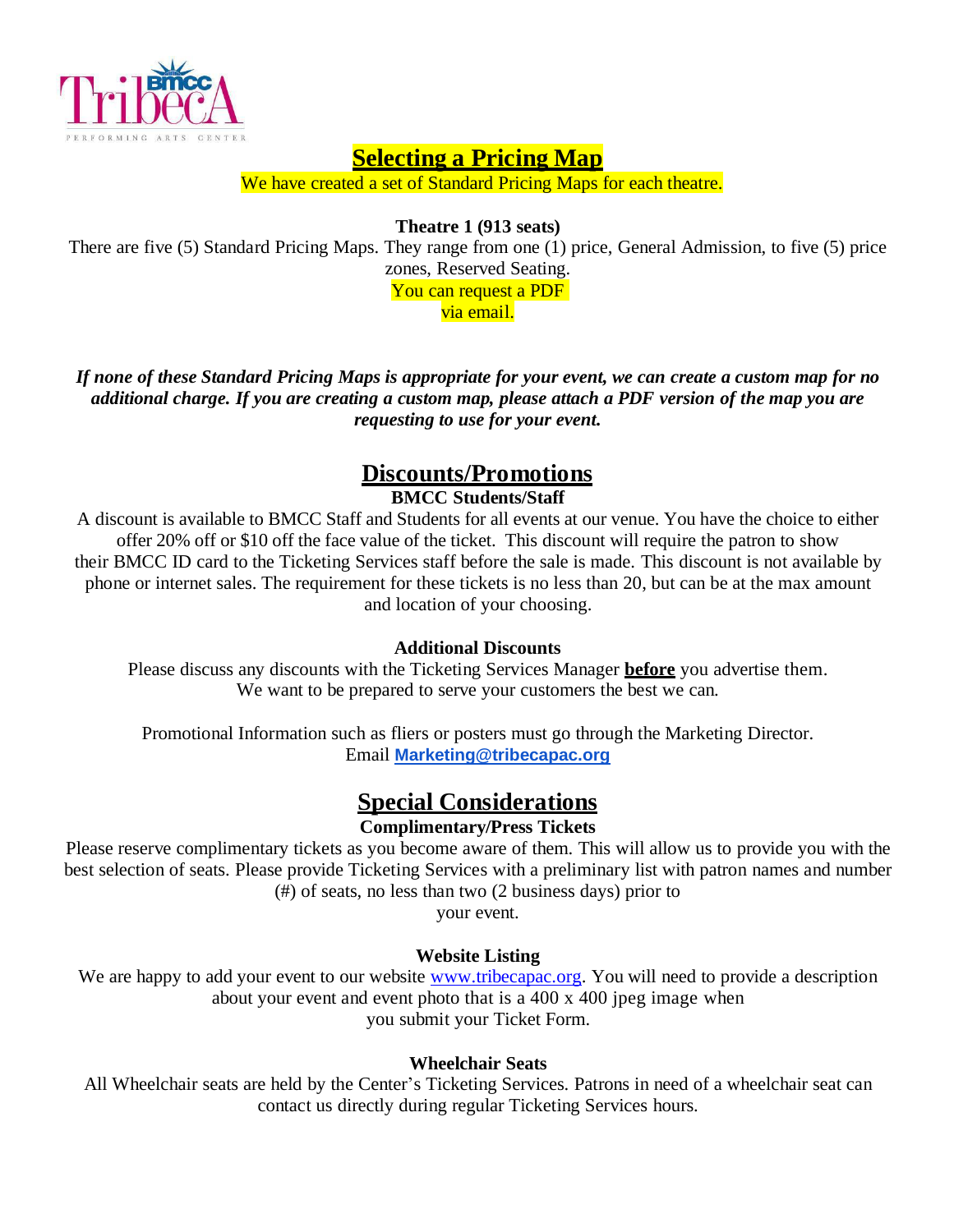# Selecting a Pricing Map

We have created a set of Standard Pricing Maps for each theatre.

**Theatre 1 (913 seats)**

There are five (5) Standard Pricing Maps. They range from one (1) price, General Admission, to five (5) price zones, Reserved Seating.

You can request a PDF via email.

***If none of these Standard Pricing Maps is appropriate for your event, we can create a custom map for no additional charge. If you are creating a custom map, please attach a PDF version of the map you are requesting to use for your event.***

# Discounts/Promotions

**BMCC Students/Staff**

A discount is available to BMCC Staff and Students for all events at our venue. You have the choice to either offer 20% off or $10 off the face value of the ticket. This discount will require the patron to show their BMCC ID card to the Ticketing Services staff before the sale is made. This discount is not available by phone or internet sales. The requirement for these tickets is no less than 20, but can be at the max amount and location of your choosing.

**Additional Discounts**

Please discuss any discounts with the Ticketing Services Manager **before** you advertise them. We want to be prepared to serve your customers the best we can.

Promotional Information such as fliers or posters must go through the Marketing Director. Email **Marketing@tribecapac.org**

# Special Considerations

**Complimentary/Press Tickets**

Please reserve complimentary tickets as you become aware of them. This will allow us to provide you with the best selection of seats. Please provide Ticketing Services with a preliminary list with patron names and number (#) of seats, no less than two (2 business days) prior to your event.

**Website Listing**

We are happy to add your event to our website www.tribecapac.org. You will need to provide a description about your event and event photo that is a 400 x 400 jpeg image when you submit your Ticket Form.

**Wheelchair Seats**

All Wheelchair seats are held by the Center's Ticketing Services. Patrons in need of a wheelchair seat can contact us directly during regular Ticketing Services hours.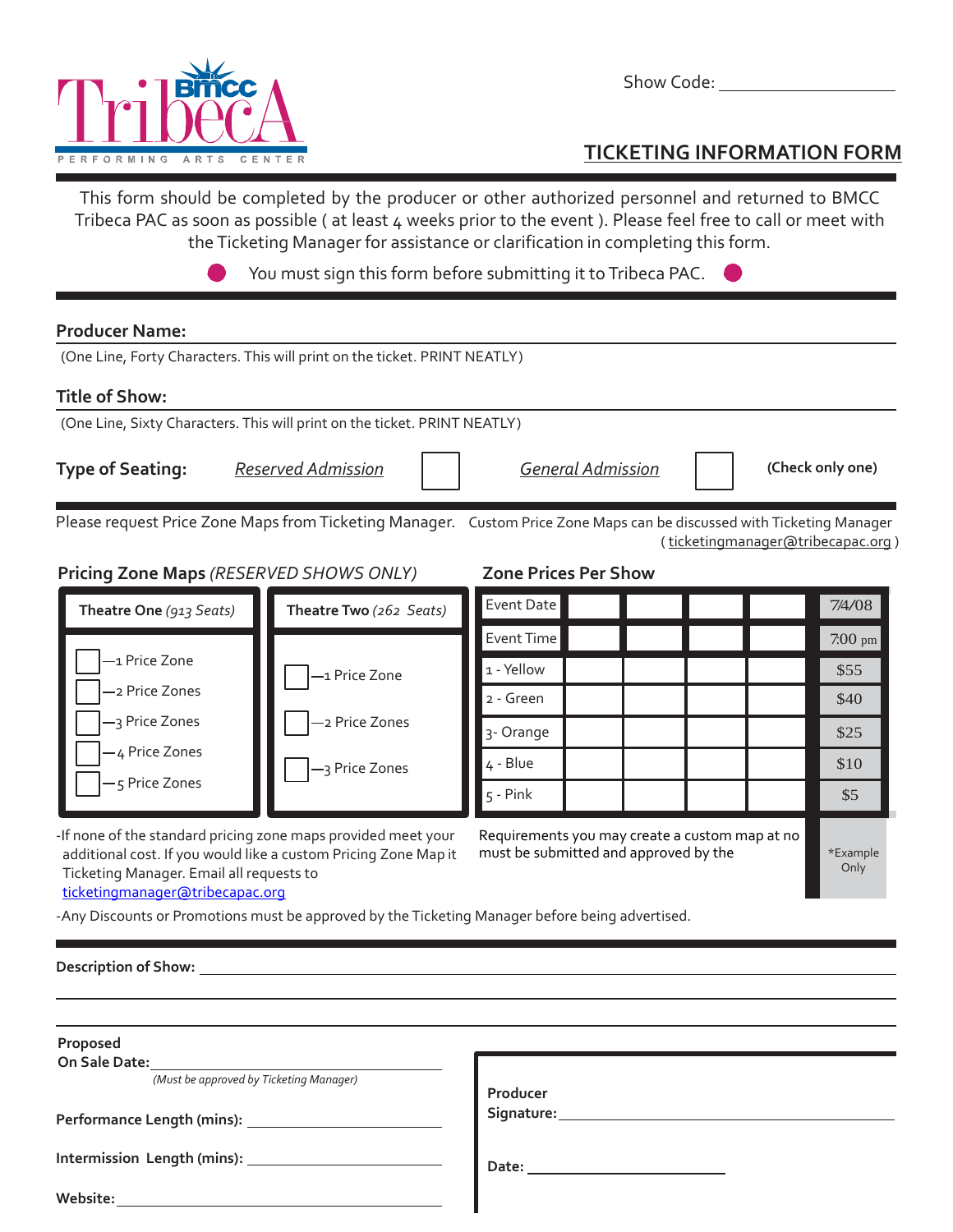Tribeca BMCC PERFORMING ARTS CENTER

Show Code: ____________________

## TICKETING INFORMATION FORM

This form should be completed by the producer or other authorized personnel and returned to BMCC Tribeca PAC as soon as possible ( at least 4 weeks prior to the event ). Please feel free to call or meet with the Ticketing Manager for assistance or clarification in completing this form.

● You must sign this form before submitting it to Tribeca PAC. ●

**Producer Name:**

(One Line, Forty Characters. This will print on the ticket. PRINT NEATLY)

**Title of Show:**

(One Line, Sixty Characters. This will print on the ticket. PRINT NEATLY)

**Type of Seating:** Reserved Admission ☐ General Admission ☐ **(Check only one)**

Please request Price Zone Maps from Ticketing Manager. Custom Price Zone Maps can be discussed with Ticketing Manager ( ticketingmanager@tribecapac.org )

### Pricing Zone Maps *(RESERVED SHOWS ONLY)*

| **Theatre One** *(913 Seats)* | **Theatre Two** *(262 Seats)* |
|---|---|
| ☐—1 Price Zone | ☐—1 Price Zone |
| ☐—2 Price Zones | ☐—2 Price Zones |
| ☐—3 Price Zones | ☐—3 Price Zones |
| ☐—4 Price Zones | |
| ☐—5 Price Zones | |

### Zone Prices Per Show

| Event Date | | | | | 7/4/08 |
|---|---|---|---|---|---|
| Event Time | | | | | 7:00 pm |
| 1 - Yellow | | | | | $55 |
| 2 - Green | | | | | $40 |
| 3- Orange | | | | | $25 |
| 4 - Blue | | | | | $10 |
| 5 - Pink | | | | | $5 |

*Example Only

-If none of the standard pricing zone maps provided meet your Requirements you may create a custom map at no additional cost. If you would like a custom Pricing Zone Map it must be submitted and approved by the Ticketing Manager. Email all requests to ticketingmanager@tribecapac.org

-Any Discounts or Promotions must be approved by the Ticketing Manager before being advertised.

**Description of Show:** ____________________

**Proposed On Sale Date:** ____________________
*(Must be approved by Ticketing Manager)*

**Performance Length (mins):** ____________________

**Intermission Length (mins):** ____________________

**Website:** ____________________

**Producer Signature:** ____________________

**Date:** ____________________